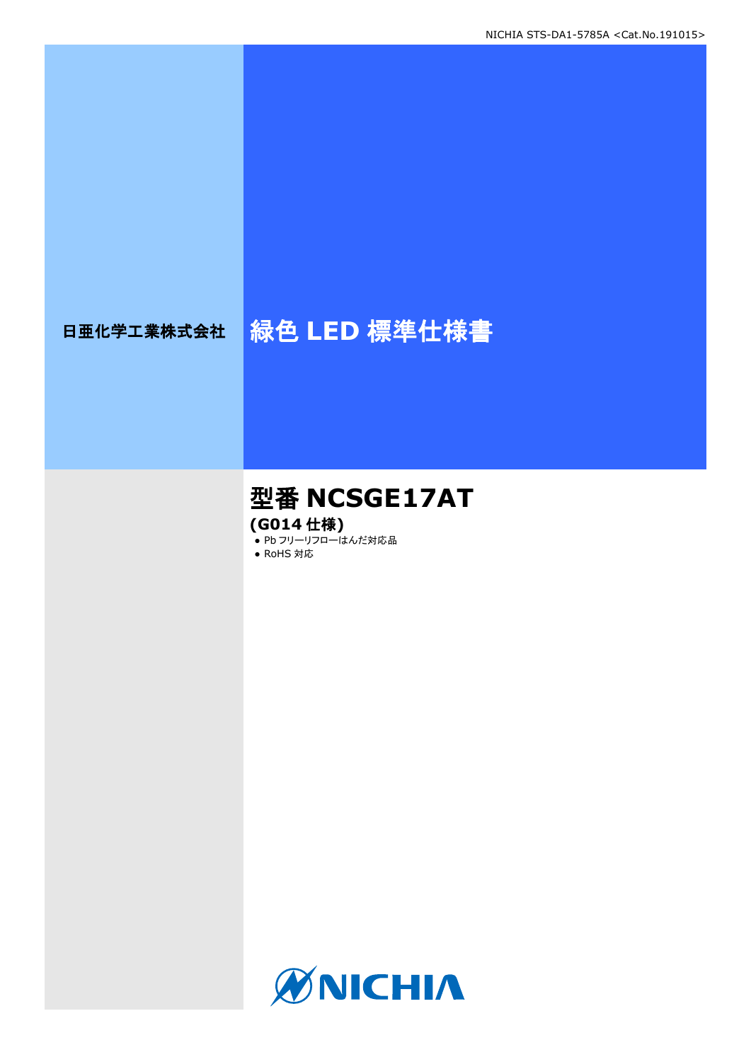日亜化学工業株式会社

# 緑色 LED 標準仕様書

## 型番 NCSGE17AT

**(G014 仕様)**

- Pb フリーリフローはんだ対応品
- RoHS 対応

NICHIA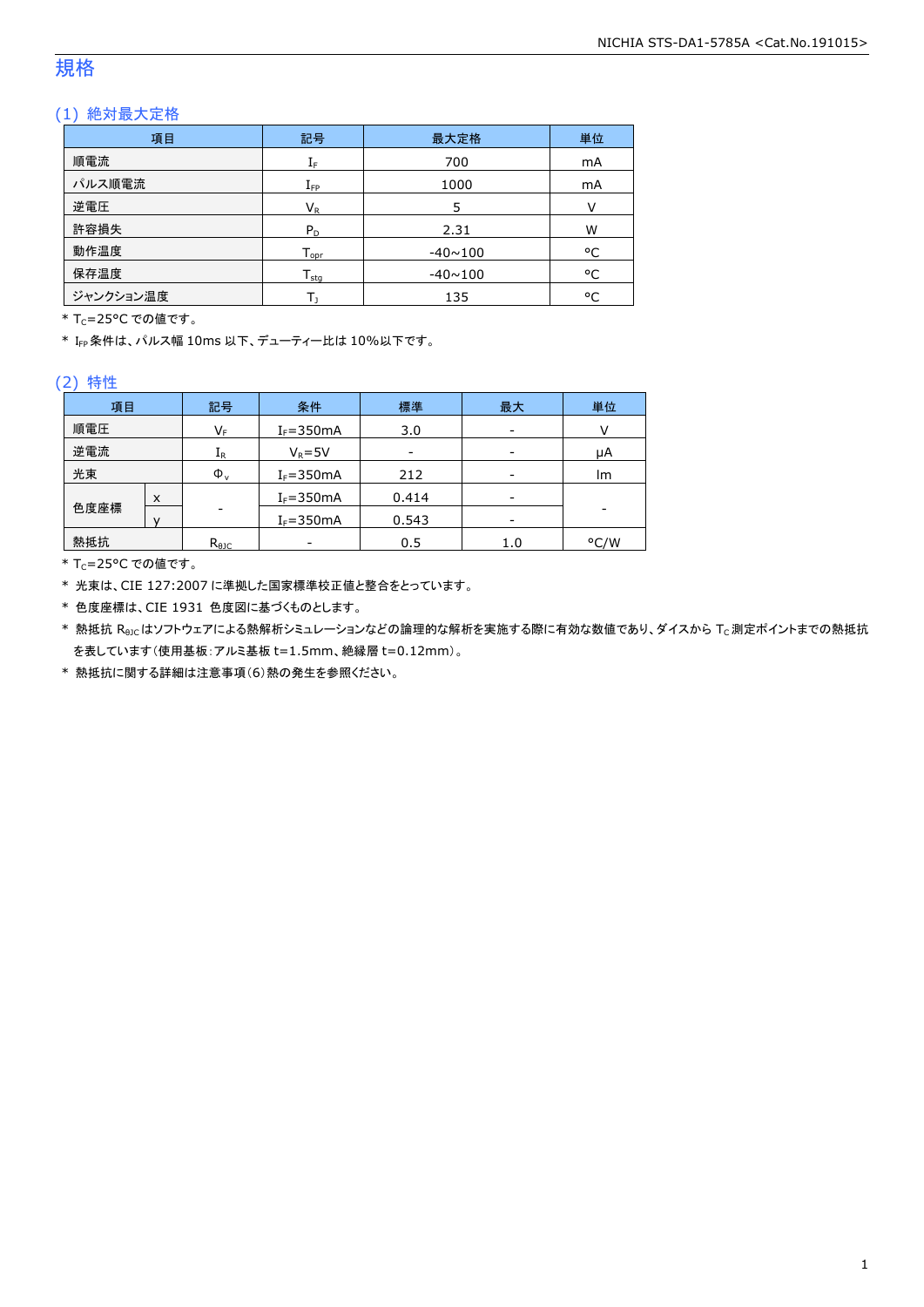# 規格

## (1) 絶対最大定格

| 項目 | 記号 | 最大定格 | 単位 |
|---|---|---|---|
| 順電流 | $I_F$ | 700 | mA |
| パルス順電流 | $I_{FP}$ | 1000 | mA |
| 逆電圧 | $V_R$ | 5 | V |
| 許容損失 | $P_D$ | 2.31 | W |
| 動作温度 | $T_{opr}$ | -40~100 | °C |
| 保存温度 | $T_{stg}$ | -40~100 | °C |
| ジャンクション温度 | $T_J$ | 135 | °C |

\* $T_C$=25°C での値です。

\* $I_{FP}$ 条件は、パルス幅 10ms 以下、デューティー比は 10%以下です。

## (2) 特性

| 項目 | | 記号 | 条件 | 標準 | 最大 | 単位 |
|---|---|---|---|---|---|---|
| 順電圧 | | $V_F$ | $I_F$=350mA | 3.0 | - | V |
| 逆電流 | | $I_R$ | $V_R$=5V | - | - | μA |
| 光束 | | $\Phi_v$ | $I_F$=350mA | 212 | - | lm |
| 色度座標 | x | - | $I_F$=350mA | 0.414 | - | - |
| | y | | $I_F$=350mA | 0.543 | - | |
| 熱抵抗 | | $R_{\theta JC}$ | - | 0.5 | 1.0 | °C/W |

\* $T_C$=25°C での値です。

\* 光束は、CIE 127:2007 に準拠した国家標準校正値と整合をとっています。

\* 色度座標は、CIE 1931 色度図に基づくものとします。

\* 熱抵抗 $R_{\theta JC}$ はソフトウェアによる熱解析シミュレーションなどの論理的な解析を実施する際に有効な数値であり、ダイスから $T_C$ 測定ポイントまでの熱抵抗を表しています(使用基板:アルミ基板 t=1.5mm、絶縁層 t=0.12mm)。

\* 熱抵抗に関する詳細は注意事項(6)熱の発生を参照ください。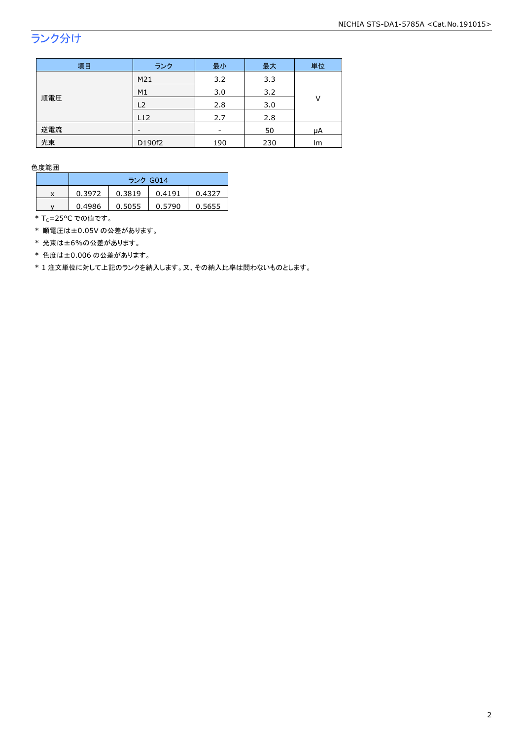## ランク分け

| 項目 | ランク | 最小 | 最大 | 単位 |
|---|---|---|---|---|
| 順電圧 | M21 | 3.2 | 3.3 | V |
| | M1 | 3.0 | 3.2 | |
| | L2 | 2.8 | 3.0 | |
| | L12 | 2.7 | 2.8 | |
| 逆電流 | - | - | 50 | μA |
| 光束 | D190f2 | 190 | 230 | lm |

色度範囲

| | ランク G014 | | | |
|---|---|---|---|---|
| x | 0.3972 | 0.3819 | 0.4191 | 0.4327 |
| y | 0.4986 | 0.5055 | 0.5790 | 0.5655 |

* $T_C$=25°C での値です。
* 順電圧は±0.05V の公差があります。
* 光束は±6%の公差があります。
* 色度は±0.006 の公差があります。
* 1 注文単位に対して上記のランクを納入します。又、その納入比率は問わないものとします。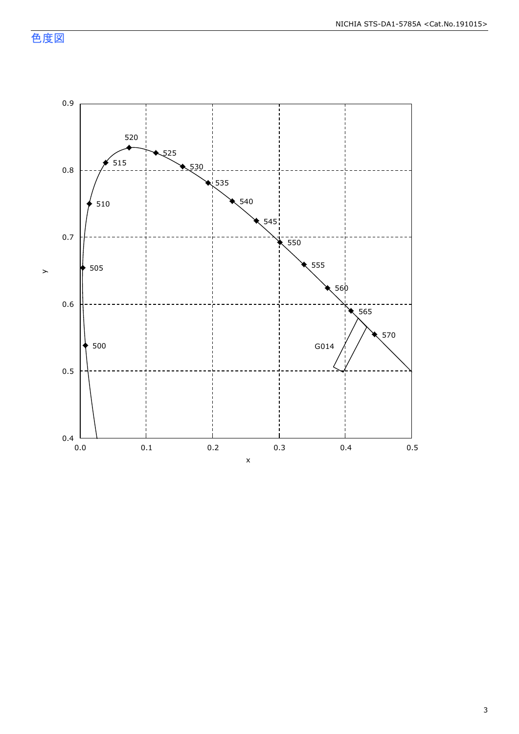## 色度図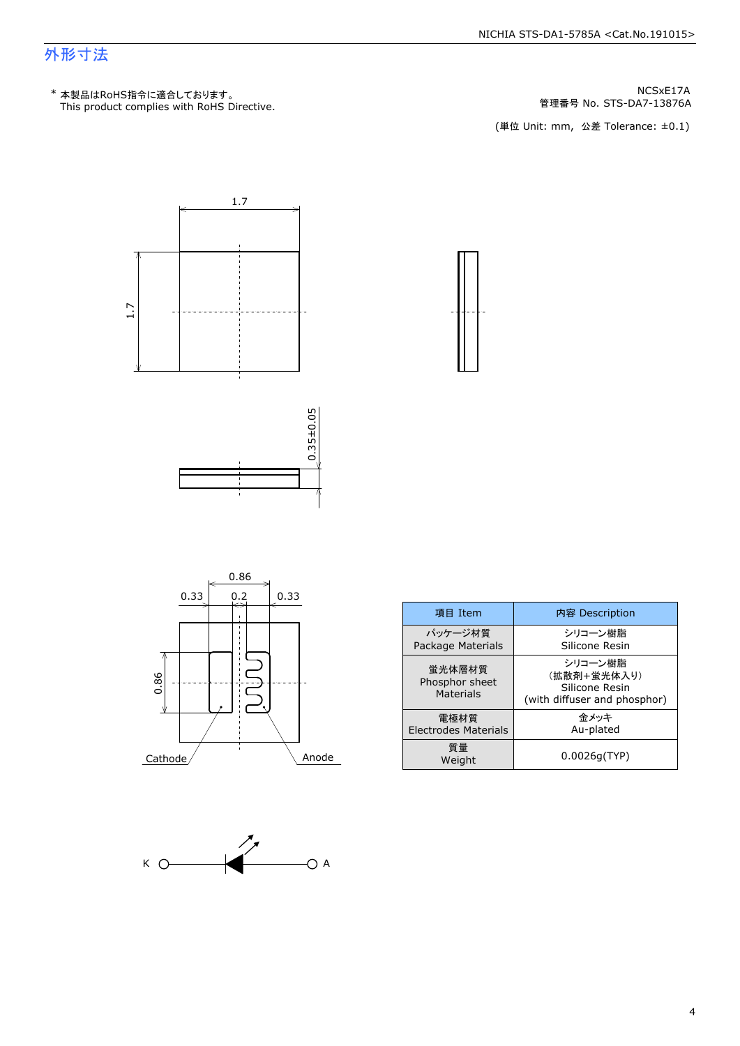# 外形寸法

\* 本製品はRoHS指令に適合しております。
This product complies with RoHS Directive.

NCSxE17A
管理番号 No. STS-DA7-13876A

(単位 Unit: mm,  公差 Tolerance: ±0.1)

1.7

1.7

0.35±0.05

0.86

0.33 0.2 0.33

0.86

Cathode

Anode

| 項目 Item | 内容 Description |
|---|---|
| パッケージ材質<br>Package Materials | シリコーン樹脂<br>Silicone Resin |
| 蛍光体層材質<br>Phosphor sheet<br>Materials | シリコーン樹脂<br>(拡散剤+蛍光体入り)<br>Silicone Resin<br>(with diffuser and phosphor) |
| 電極材質<br>Electrodes Materials | 金メッキ<br>Au-plated |
| 質量<br>Weight | 0.0026g(TYP) |

K A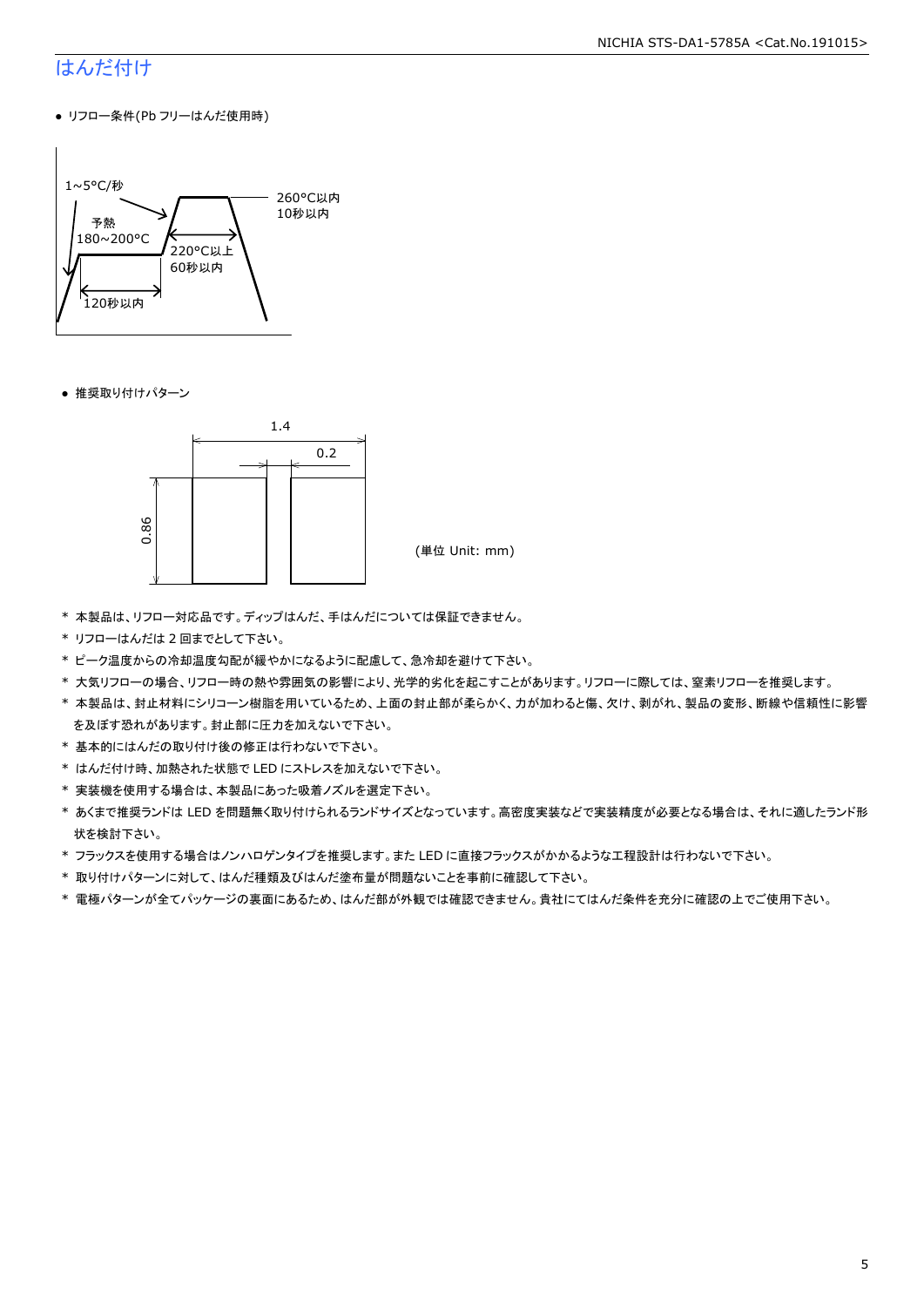# はんだ付け

- リフロー条件(Pb フリーはんだ使用時)

1~5°C/秒

予熱
180~200°C

120秒以内

220°C以上
60秒以内

260°C以内
10秒以内

- 推奨取り付けパターン

1.4

0.2

0.86

(単位 Unit: mm)

* 本製品は、リフロー対応品です。ディップはんだ、手はんだについては保証できません。
* リフローはんだは 2 回までとして下さい。
* ピーク温度からの冷却温度勾配が緩やかになるように配慮して、急冷却を避けて下さい。
* 大気リフローの場合、リフロー時の熱や雰囲気の影響により、光学的劣化を起こすことがあります。リフローに際しては、窒素リフローを推奨します。
* 本製品は、封止材料にシリコーン樹脂を用いているため、上面の封止部が柔らかく、力が加わると傷、欠け、剥がれ、製品の変形、断線や信頼性に影響を及ぼす恐れがあります。封止部に圧力を加えないで下さい。
* 基本的にはんだの取り付け後の修正は行わないで下さい。
* はんだ付け時、加熱された状態で LED にストレスを加えないで下さい。
* 実装機を使用する場合は、本製品にあった吸着ノズルを選定下さい。
* あくまで推奨ランドは LED を問題無く取り付けられるランドサイズとなっています。高密度実装などで実装精度が必要となる場合は、それに適したランド形状を検討下さい。
* フラックスを使用する場合はノンハロゲンタイプを推奨します。また LED に直接フラックスがかかるような工程設計は行わないで下さい。
* 取り付けパターンに対して、はんだ種類及びはんだ塗布量が問題ないことを事前に確認して下さい。
* 電極パターンが全てパッケージの裏面にあるため、はんだ部が外観では確認できません。貴社にてはんだ条件を充分に確認の上でご使用下さい。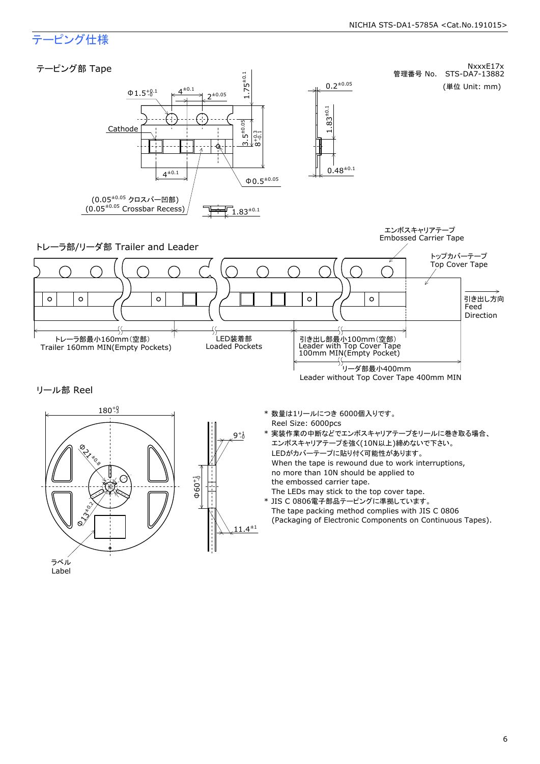## テーピング仕様

### テーピング部 Tape

NxxxE17x
管理番号 No. STS-DA7-13882

(単位 Unit: mm)

Φ1.5 $^{+0.1}_{-0}$　4 $^{\pm0.1}$　2 $^{\pm0.05}$　1.75 $^{\pm0.1}$

Cathode

3.5 $^{\pm0.05}$　8 $^{+0.3}_{-0.1}$

4 $^{\pm0.1}$　Φ0.5 $^{\pm0.05}$

0.2 $^{\pm0.05}$　1.83 $^{\pm0.1}$　0.48 $^{\pm0.1}$

(0.05 $^{\pm0.05}$ クロスバー凹部)
(0.05 $^{\pm0.05}$ Crossbar Recess)

1.83 $^{\pm0.1}$

### トレーラ部/リーダ部 Trailer and Leader

エンボスキャリアテープ
Embossed Carrier Tape

トップカバーテープ
Top Cover Tape

引き出し方向
Feed
Direction

トレーラ部最小160mm(空部)
Trailer 160mm MIN(Empty Pockets)

LED装着部
Loaded Pockets

引き出し部最小100mm(空部)
Leader with Top Cover Tape
100mm MIN(Empty Pocket)

リーダ部最小400mm
Leader without Top Cover Tape 400mm MIN

### リール部 Reel

180 $^{+0}_{-3}$　Φ21 $^{\pm0.8}$　Φ13 $^{\pm0.2}$　Φ60 $^{+1}_{-0}$　9 $^{+1}_{-0}$　11.4 $^{\pm1}$

ラベル
Label

- 数量は1リールにつき 6000個入りです。
  Reel Size: 6000pcs
- 実装作業の中断などでエンボスキャリアテープをリールに巻き取る場合、エンボスキャリアテープを強く(10N以上)締めないで下さい。
  LEDがカバーテープに貼り付く可能性があります。
  When the tape is rewound due to work interruptions, no more than 10N should be applied to the embossed carrier tape.
  The LEDs may stick to the top cover tape.
- JIS C 0806電子部品テーピングに準拠しています。
  The tape packing method complies with JIS C 0806 (Packaging of Electronic Components on Continuous Tapes).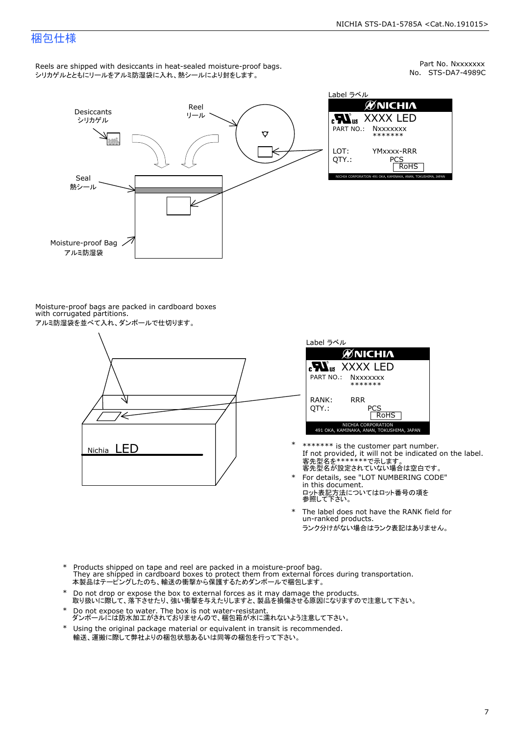## 梱包仕様

Part No. Nxxxxxxx
No.　STS-DA7-4989C

Reels are shipped with desiccants in heat-sealed moisture-proof bags.
シリカゲルとともにリールをアルミ防湿袋に入れ、熱シールにより封をします。

Desiccants
シリカゲル

Reel
リール

Seal
熱シール

Moisture-proof Bag
アルミ防湿袋

Label ラベル

NICHIA
XXXX LED
PART NO.: Nxxxxxxx
*******
LOT: YMxxxx-RRR
QTY.: PCS
RoHS
NICHIA CORPORATION 491 OKA, KAMINAKA, ANAN, TOKUSHIMA, JAPAN

Moisture-proof bags are packed in cardboard boxes with corrugated partitions.
アルミ防湿袋を並べて入れ、ダンボールで仕切ります。

Nichia LED

Label ラベル

NICHIA
XXXX LED
PART NO.: Nxxxxxxx
*******
RANK: RRR
QTY.: PCS
RoHS
NICHIA CORPORATION
491 OKA, KAMINAKA, ANAN, TOKUSHIMA, JAPAN

- \* ******* is the customer part number.
  If not provided, it will not be indicated on the label.
  客先型名を*******で示します。
  客先型名が設定されていない場合は空白です。
- \* For details, see "LOT NUMBERING CODE" in this document.
  ロット表記方法についてはロット番号の項を参照して下さい。
- \* The label does not have the RANK field for un-ranked products.
  ランク分けがない場合はランク表記はありません。

- \* Products shipped on tape and reel are packed in a moisture-proof bag.
  They are shipped in cardboard boxes to protect them from external forces during transportation.
  本製品はテーピングしたのち、輸送の衝撃から保護するためダンボールで梱包します。
- \* Do not drop or expose the box to external forces as it may damage the products.
  取り扱いに際して、落下させたり、強い衝撃を与えたりしますと、製品を損傷させる原因になりますので注意して下さい。
- \* Do not expose to water. The box is not water-resistant.
  ダンボールには防水加工がされておりませんので、梱包箱が水に濡れないよう注意して下さい。
- \* Using the original package material or equivalent in transit is recommended.
  輸送、運搬に際して弊社よりの梱包状態あるいは同等の梱包を行って下さい。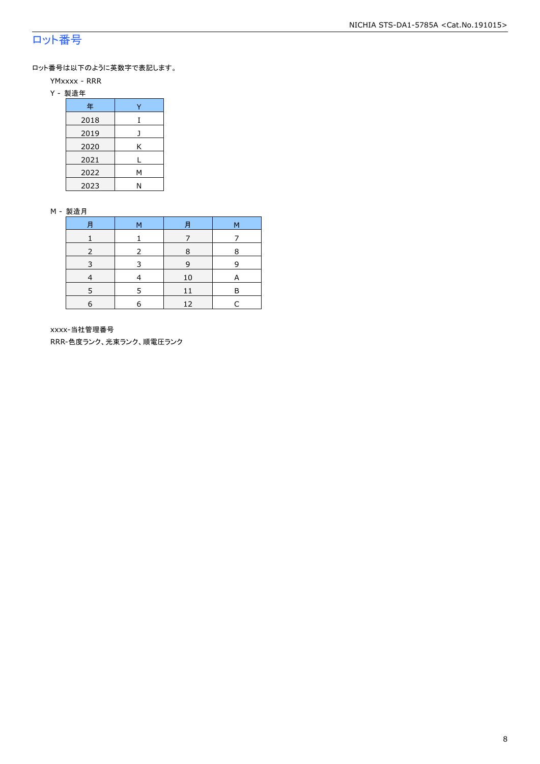# ロット番号

ロット番号は以下のように英数字で表記します。

YMxxxx - RRR

Y - 製造年

| 年 | Y |
|---|---|
| 2018 | I |
| 2019 | J |
| 2020 | K |
| 2021 | L |
| 2022 | M |
| 2023 | N |

M - 製造月

| 月 | M | 月 | M |
|---|---|---|---|
| 1 | 1 | 7 | 7 |
| 2 | 2 | 8 | 8 |
| 3 | 3 | 9 | 9 |
| 4 | 4 | 10 | A |
| 5 | 5 | 11 | B |
| 6 | 6 | 12 | C |

xxxx-当社管理番号

RRR-色度ランク、光束ランク、順電圧ランク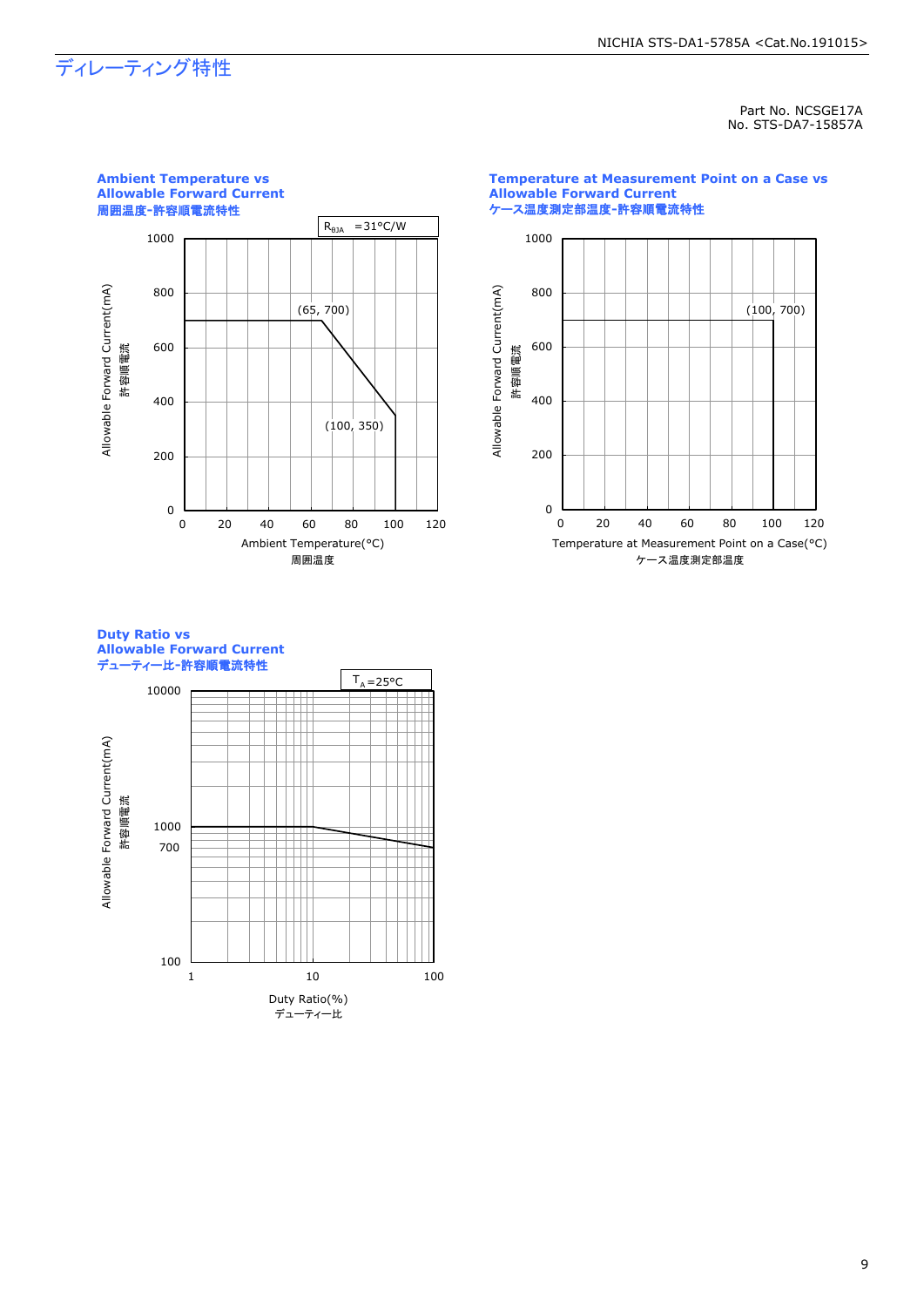# ディレーティング特性

Part No. NCSGE17A
No. STS-DA7-15857A

**Ambient Temperature vs Allowable Forward Current**
**周囲温度-許容順電流特性**

$R_{\theta JA}$ =31°C/W

(65, 700)

(100, 350)

Allowable Forward Current(mA)
許容順電流

Ambient Temperature(°C)
周囲温度

**Temperature at Measurement Point on a Case vs Allowable Forward Current**
**ケース温度測定部温度-許容順電流特性**

(100, 700)

Allowable Forward Current(mA)
許容順電流

Temperature at Measurement Point on a Case(°C)
ケース温度測定部温度

**Duty Ratio vs Allowable Forward Current**
**デューティー比-許容順電流特性**

$T_A$=25°C

Allowable Forward Current(mA)
許容順電流

Duty Ratio(%)
デューティー比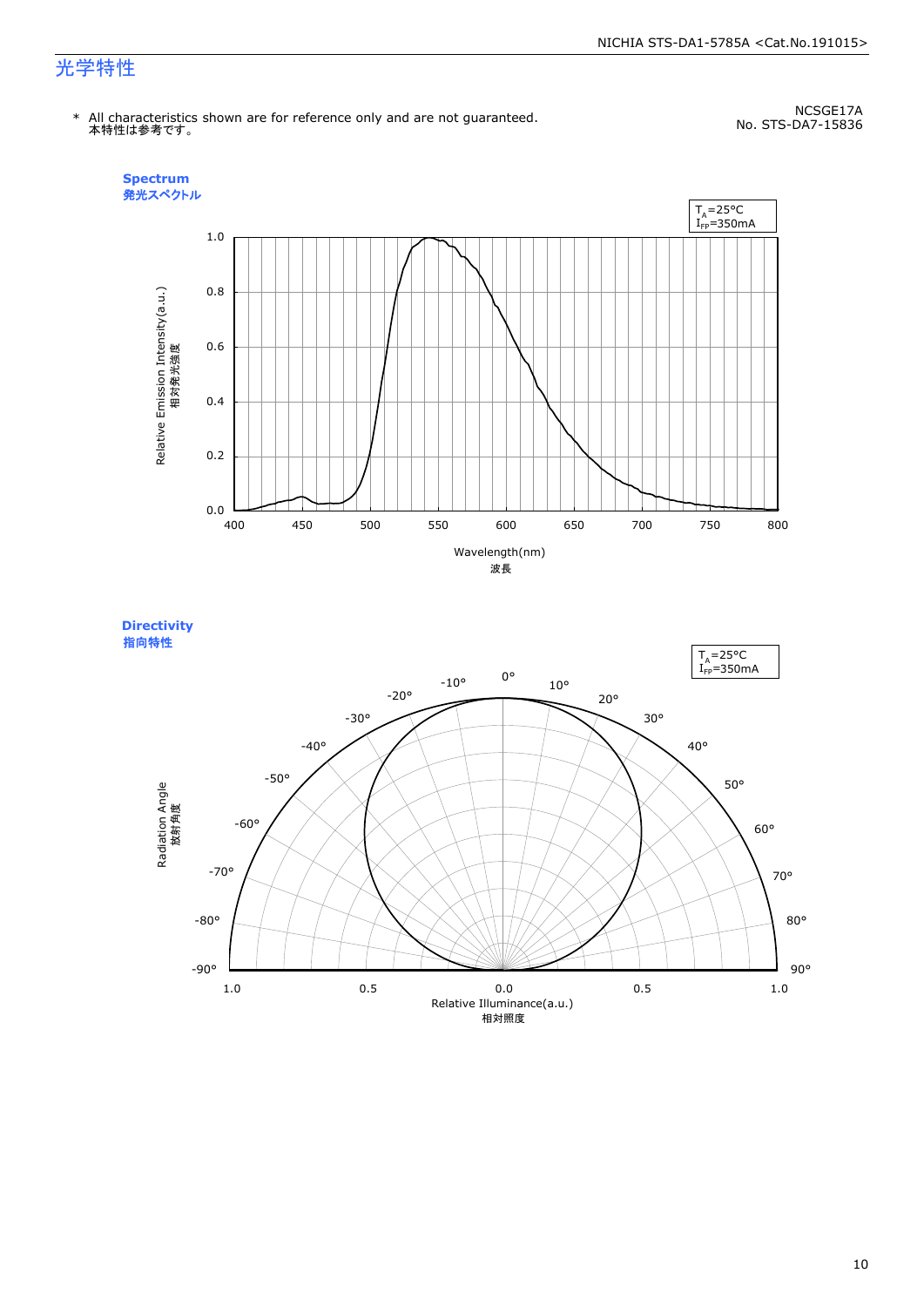# 光学特性

* All characteristics shown are for reference only and are not guaranteed.
本特性は参考です。

NCSGE17A
No. STS-DA7-15836

**Spectrum**
**発光スペクトル**

$T_A$=25°C
$I_{FP}$=350mA

Relative Emission Intensity(a.u.)
相対発光強度

Wavelength(nm)
波長

**Directivity**
**指向特性**

$T_A$=25°C
$I_{FP}$=350mA

Radiation Angle
放射角度

Relative Illuminance(a.u.)
相対照度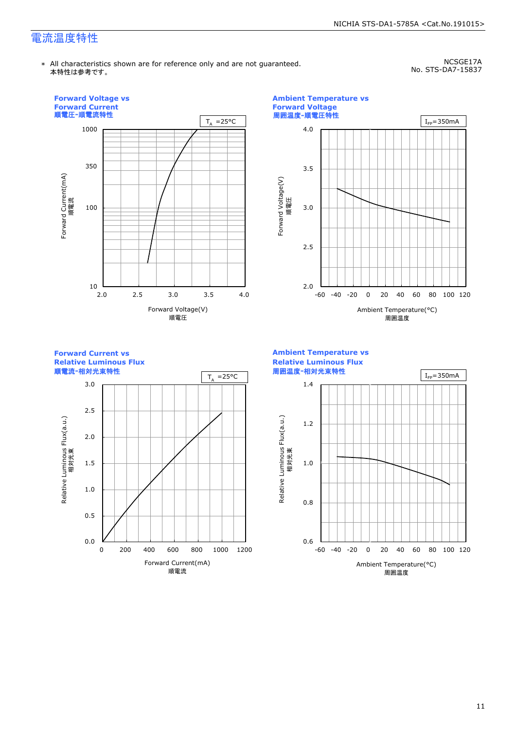# 電流温度特性

＊ All characteristics shown are for reference only and are not guaranteed.
本特性は参考です。

NCSGE17A
No. STS-DA7-15837

**Forward Voltage vs Forward Current**
**順電圧-順電流特性**

$T_A$ =25°C

Forward Current(mA) 順電流 / Forward Voltage(V) 順電圧

**Ambient Temperature vs Forward Voltage**
**周囲温度-順電圧特性**

$I_{FP}$=350mA

Forward Voltage(V) 順電圧 / Ambient Temperature(°C) 周囲温度

**Forward Current vs Relative Luminous Flux**
**順電流-相対光束特性**

$T_A$ =25°C

Relative Luminous Flux(a.u.) 相対光束 / Forward Current(mA) 順電流

**Ambient Temperature vs Relative Luminous Flux**
**周囲温度-相対光束特性**

$I_{FP}$=350mA

Relative Luminous Flux(a.u.) 相対光束 / Ambient Temperature(°C) 周囲温度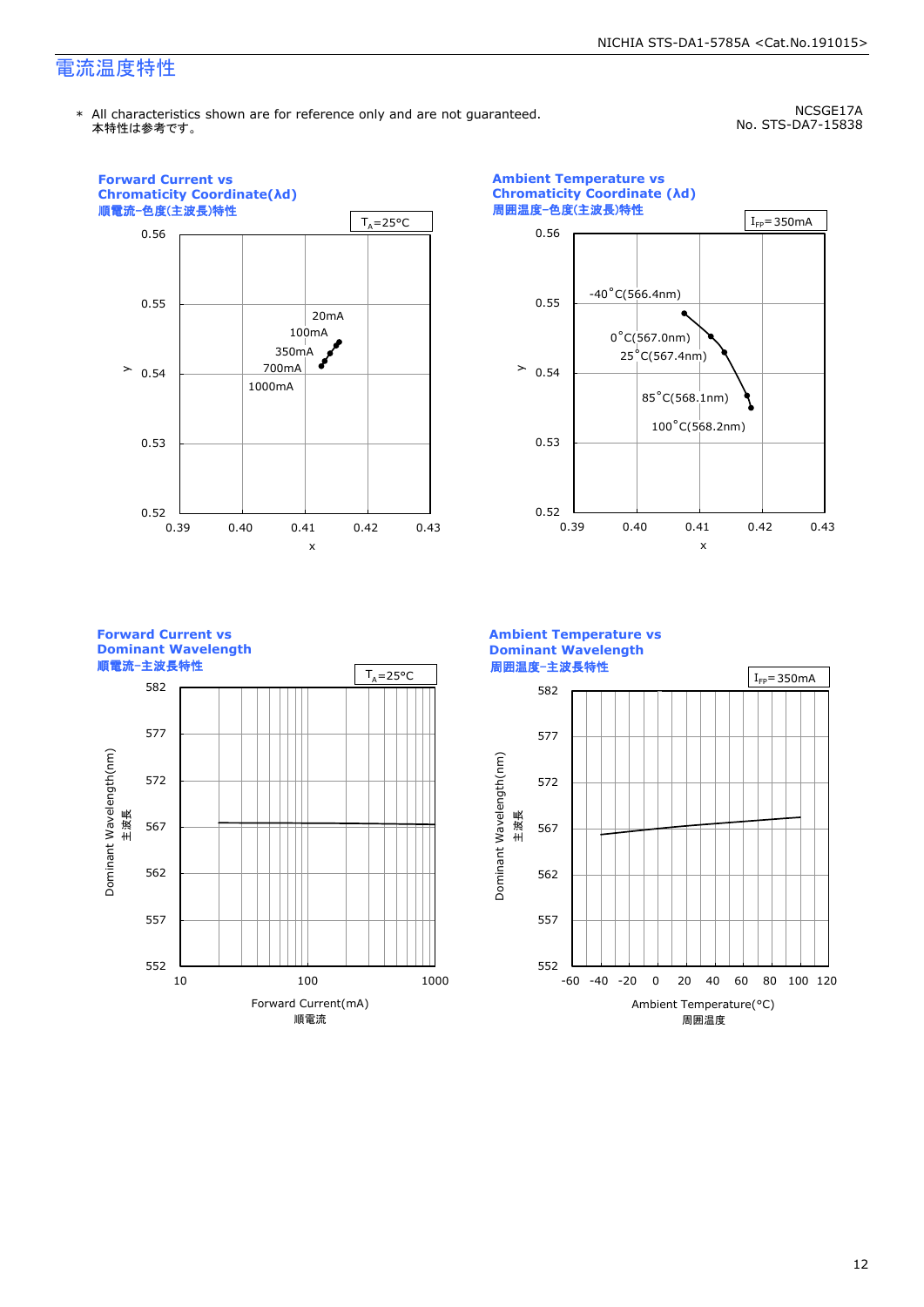# 電流温度特性

＊ All characteristics shown are for reference only and are not guaranteed.
本特性は参考です。

NCSGE17A
No. STS-DA7-15838

**Forward Current vs Chromaticity Coordinate(λd)**
**順電流-色度(主波長)特性**

$T_A$=25°C

20mA, 100mA, 350mA, 700mA, 1000mA

**Ambient Temperature vs Chromaticity Coordinate (λd)**
**周囲温度-色度(主波長)特性**

$I_{FP}$=350mA

-40°C(566.4nm), 0°C(567.0nm), 25°C(567.4nm), 85°C(568.1nm), 100°C(568.2nm)

**Forward Current vs Dominant Wavelength**
**順電流-主波長特性**

$T_A$=25°C

Dominant Wavelength(nm) 主波長
Forward Current(mA) 順電流

**Ambient Temperature vs Dominant Wavelength**
**周囲温度-主波長特性**

$I_{FP}$=350mA

Dominant Wavelength(nm) 主波長
Ambient Temperature(°C) 周囲温度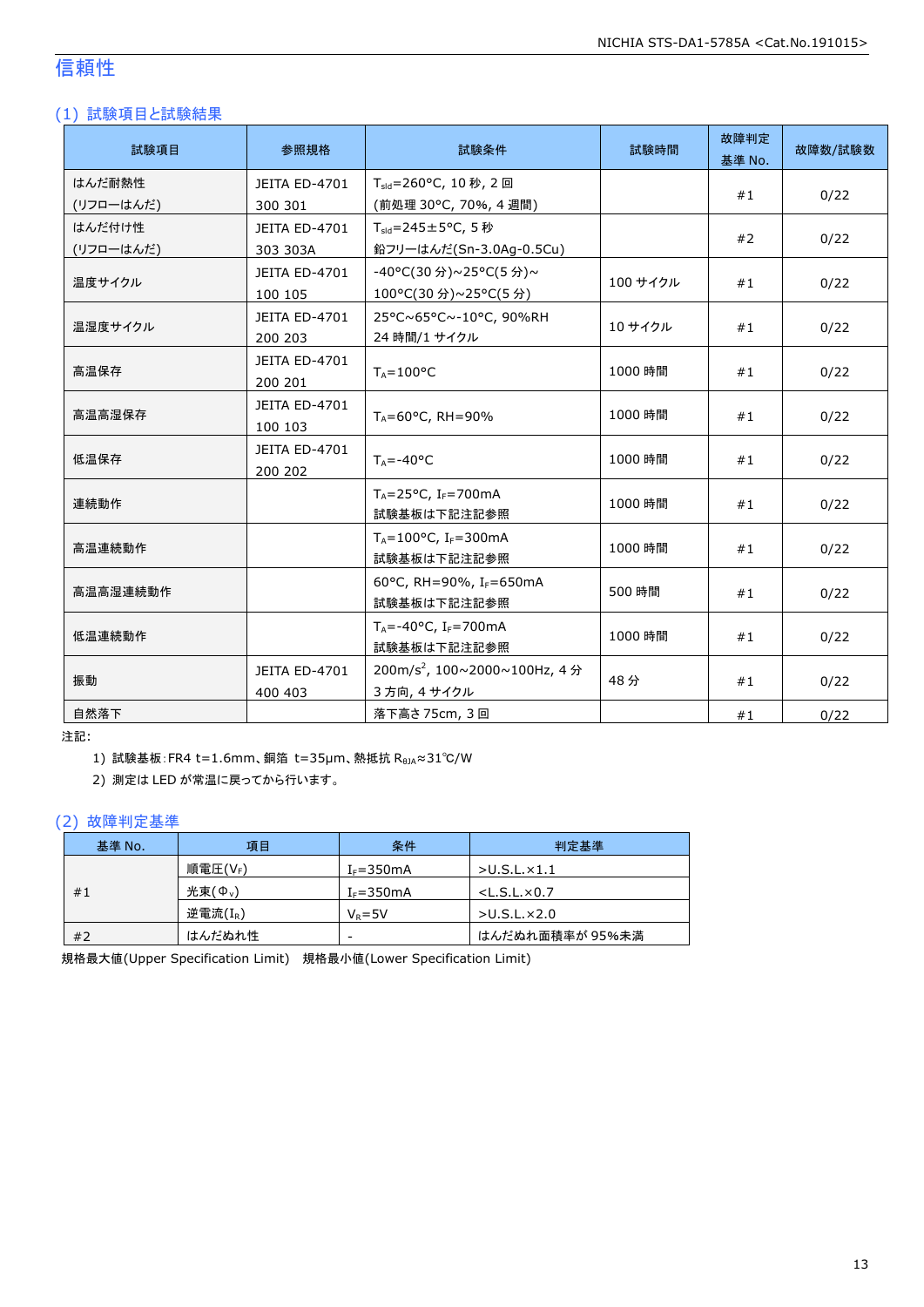## 信頼性

### (1) 試験項目と試験結果

| 試験項目 | 参照規格 | 試験条件 | 試験時間 | 故障判定基準 No. | 故障数/試験数 |
|---|---|---|---|---|---|
| はんだ耐熱性(リフローはんだ) | JEITA ED-4701 300 301 | $T_{sld}$=260°C, 10 秒, 2 回(前処理 30°C, 70%, 4 週間) | | #1 | 0/22 |
| はんだ付け性(リフローはんだ) | JEITA ED-4701 303 303A | $T_{sld}$=245±5°C, 5 秒 鉛フリーはんだ(Sn-3.0Ag-0.5Cu) | | #2 | 0/22 |
| 温度サイクル | JEITA ED-4701 100 105 | -40°C(30 分)~25°C(5 分)~100°C(30 分)~25°C(5 分) | 100 サイクル | #1 | 0/22 |
| 温湿度サイクル | JEITA ED-4701 200 203 | 25°C~65°C~-10°C, 90%RH 24 時間/1 サイクル | 10 サイクル | #1 | 0/22 |
| 高温保存 | JEITA ED-4701 200 201 | $T_A$=100°C | 1000 時間 | #1 | 0/22 |
| 高温高湿保存 | JEITA ED-4701 100 103 | $T_A$=60°C, RH=90% | 1000 時間 | #1 | 0/22 |
| 低温保存 | JEITA ED-4701 200 202 | $T_A$=-40°C | 1000 時間 | #1 | 0/22 |
| 連続動作 | | $T_A$=25°C, $I_F$=700mA 試験基板は下記注記参照 | 1000 時間 | #1 | 0/22 |
| 高温連続動作 | | $T_A$=100°C, $I_F$=300mA 試験基板は下記注記参照 | 1000 時間 | #1 | 0/22 |
| 高温高湿連続動作 | | 60°C, RH=90%, $I_F$=650mA 試験基板は下記注記参照 | 500 時間 | #1 | 0/22 |
| 低温連続動作 | | $T_A$=-40°C, $I_F$=700mA 試験基板は下記注記参照 | 1000 時間 | #1 | 0/22 |
| 振動 | JEITA ED-4701 400 403 | 200m/s$^2$, 100~2000~100Hz, 4 分 3 方向, 4 サイクル | 48 分 | #1 | 0/22 |
| 自然落下 | | 落下高さ 75cm, 3 回 | | #1 | 0/22 |

注記:

1) 試験基板:FR4 t=1.6mm、銅箔 t=35μm、熱抵抗 $R_{θJA}$≈31℃/W
2) 測定は LED が常温に戻ってから行います。

### (2) 故障判定基準

| 基準 No. | 項目 | 条件 | 判定基準 |
|---|---|---|---|
| #1 | 順電圧($V_F$) | $I_F$=350mA | >U.S.L.×1.1 |
| | 光束($Φ_V$) | $I_F$=350mA | <L.S.L.×0.7 |
| | 逆電流($I_R$) | $V_R$=5V | >U.S.L.×2.0 |
| #2 | はんだぬれ性 | - | はんだぬれ面積率が 95%未満 |

規格最大値(Upper Specification Limit)　規格最小値(Lower Specification Limit)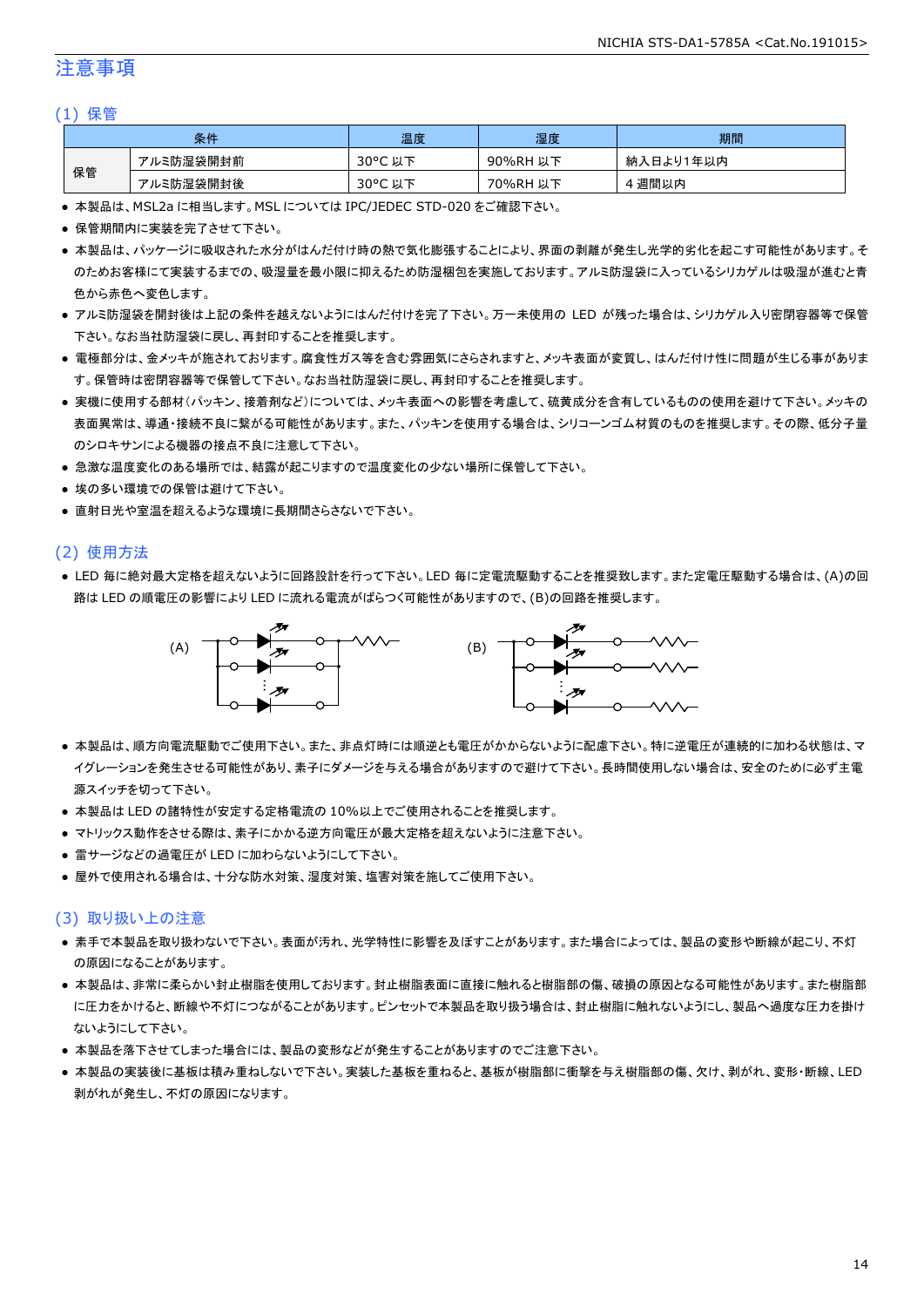## 注意事項

### (1) 保管

| 条件 | | 温度 | 湿度 | 期間 |
|---|---|---|---|---|
| 保管 | アルミ防湿袋開封前 | 30°C 以下 | 90%RH 以下 | 納入日より1年以内 |
| | アルミ防湿袋開封後 | 30°C 以下 | 70%RH 以下 | 4 週間以内 |

- 本製品は、MSL2a に相当します。MSL については IPC/JEDEC STD-020 をご確認下さい。
- 保管期間内に実装を完了させて下さい。
- 本製品は、パッケージに吸収された水分がはんだ付け時の熱で気化膨張することにより、界面の剥離が発生し光学的劣化を起こす可能性があります。そのためお客様にて実装するまでの、吸湿量を最小限に抑えるため防湿梱包を実施しております。アルミ防湿袋に入っているシリカゲルは吸湿が進むと青色から赤色へ変色します。
- アルミ防湿袋を開封後は上記の条件を越えないようにはんだ付けを完了下さい。万一未使用の LED が残った場合は、シリカゲル入り密閉容器等で保管下さい。なお当社防湿袋に戻し、再封印することを推奨します。
- 電極部分は、金メッキが施されております。腐食性ガス等を含む雰囲気にさらされますと、メッキ表面が変質し、はんだ付け性に問題が生じる事があります。保管時は密閉容器等で保管して下さい。なお当社防湿袋に戻し、再封印することを推奨します。
- 実機に使用する部材(パッキン、接着剤など)については、メッキ表面への影響を考慮して、硫黄成分を含有しているものの使用を避けて下さい。メッキの表面異常は、導通・接続不良に繋がる可能性があります。また、パッキンを使用する場合は、シリコーンゴム材質のものを推奨します。その際、低分子量のシロキサンによる機器の接点不良に注意して下さい。
- 急激な温度変化のある場所では、結露が起こりますので温度変化の少ない場所に保管して下さい。
- 埃の多い環境での保管は避けて下さい。
- 直射日光や室温を超えるような環境に長期間さらさないで下さい。

### (2) 使用方法

- LED 毎に絶対最大定格を超えないように回路設計を行って下さい。LED 毎に定電流駆動することを推奨致します。また定電圧駆動する場合は、(A)の回路は LED の順電圧の影響により LED に流れる電流がばらつく可能性がありますので、(B)の回路を推奨します。

(A) (B)

- 本製品は、順方向電流駆動でご使用下さい。また、非点灯時には順逆とも電圧がかからないように配慮下さい。特に逆電圧が連続的に加わる状態は、マイグレーションを発生させる可能性があり、素子にダメージを与える場合がありますので避けて下さい。長時間使用しない場合は、安全のために必ず主電源スイッチを切って下さい。
- 本製品は LED の諸特性が安定する定格電流の 10%以上でご使用されることを推奨します。
- マトリックス動作をさせる際は、素子にかかる逆方向電圧が最大定格を超えないように注意下さい。
- 雷サージなどの過電圧が LED に加わらないようにして下さい。
- 屋外で使用される場合は、十分な防水対策、湿度対策、塩害対策を施してご使用下さい。

### (3) 取り扱い上の注意

- 素手で本製品を取り扱わないで下さい。表面が汚れ、光学特性に影響を及ぼすことがあります。また場合によっては、製品の変形や断線が起こり、不灯の原因になることがあります。
- 本製品は、非常に柔らかい封止樹脂を使用しております。封止樹脂表面に直接に触れると樹脂部の傷、破損の原因となる可能性があります。また樹脂部に圧力をかけると、断線や不灯につながることがあります。ピンセットで本製品を取り扱う場合は、封止樹脂に触れないようにし、製品へ過度な圧力を掛けないようにして下さい。
- 本製品を落下させてしまった場合には、製品の変形などが発生することがありますのでご注意下さい。
- 本製品の実装後に基板は積み重ねしないで下さい。実装した基板を重ねると、基板が樹脂部に衝撃を与え樹脂部の傷、欠け、剥がれ、変形・断線、LED 剥がれが発生し、不灯の原因になります。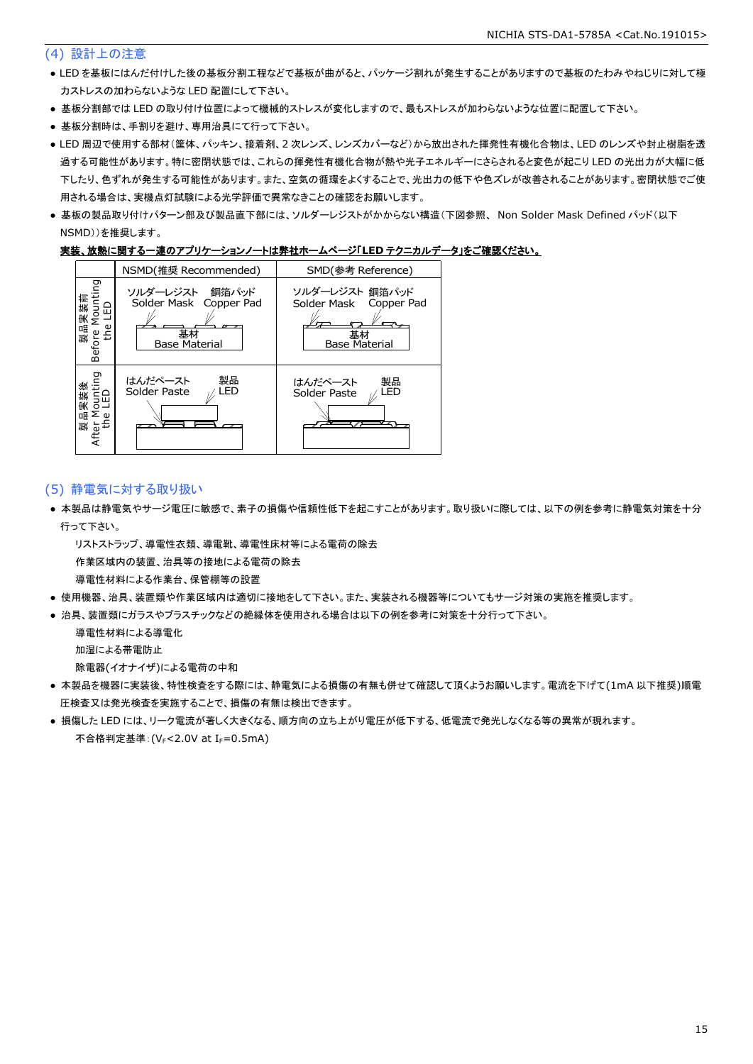## (4) 設計上の注意

- LED を基板にはんだ付けした後の基板分割工程などで基板が曲がると、パッケージ割れが発生することがありますので基板のたわみやねじりに対して極力ストレスの加わらないような LED 配置にして下さい。
- 基板分割部では LED の取り付け位置によって機械的ストレスが変化しますので、最もストレスが加わらないような位置に配置して下さい。
- 基板分割時は、手割りを避け、専用治具にて行って下さい。
- LED 周辺で使用する部材(筐体、パッキン、接着剤、2 次レンズ、レンズカバーなど)から放出された揮発性有機化合物は、LED のレンズや封止樹脂を透過する可能性があります。特に密閉状態では、これらの揮発性有機化合物が熱や光子エネルギーにさらされると変色が起こり LED の光出力が大幅に低下したり、色ずれが発生する可能性があります。また、空気の循環をよくすることで、光出力の低下や色ズレが改善されることがあります。密閉状態でご使用される場合は、実機点灯試験による光学評価で異常なきことの確認をお願いします。
- 基板の製品取り付けパターン部及び製品直下部には、ソルダーレジストがかからない構造(下図参照、 Non Solder Mask Defined パッド(以下 NSMD))を推奨します。

**実装、放熱に関する一連のアプリケーションノートは弊社ホームページ「LED テクニカルデータ」をご確認ください。**

| | NSMD(推奨 Recommended) | SMD(参考 Reference) |
|---|---|---|
| 製品実装前 Before Mounting the LED | ソルダーレジスト Solder Mask / 銅箔パッド Copper Pad / 基材 Base Material | ソルダーレジスト Solder Mask / 銅箔パッド Copper Pad / 基材 Base Material |
| 製品実装後 After Mounting the LED | はんだペースト Solder Paste / 製品 LED | はんだペースト Solder Paste / 製品 LED |

## (5) 静電気に対する取り扱い

- 本製品は静電気やサージ電圧に敏感で、素子の損傷や信頼性低下を起こすことがあります。取り扱いに際しては、以下の例を参考に静電気対策を十分行って下さい。

  リストストラップ、導電性衣類、導電靴、導電性床材等による電荷の除去

  作業区域内の装置、治具等の接地による電荷の除去

  導電性材料による作業台、保管棚等の設置

- 使用機器、治具、装置類や作業区域内は適切に接地をして下さい。また、実装される機器等についてもサージ対策の実施を推奨します。
- 治具、装置類にガラスやプラスチックなどの絶縁体を使用される場合は以下の例を参考に対策を十分行って下さい。

  導電性材料による導電化

  加湿による帯電防止

  除電器(イオナイザ)による電荷の中和

- 本製品を機器に実装後、特性検査をする際には、静電気による損傷の有無も併せて確認して頂くようお願いします。電流を下げて(1mA 以下推奨)順電圧検査又は発光検査を実施することで、損傷の有無は検出できます。
- 損傷した LED には、リーク電流が著しく大きくなる、順方向の立ち上がり電圧が低下する、低電流で発光しなくなる等の異常が現れます。

  不合格判定基準:($V_F$<2.0V at $I_F$=0.5mA)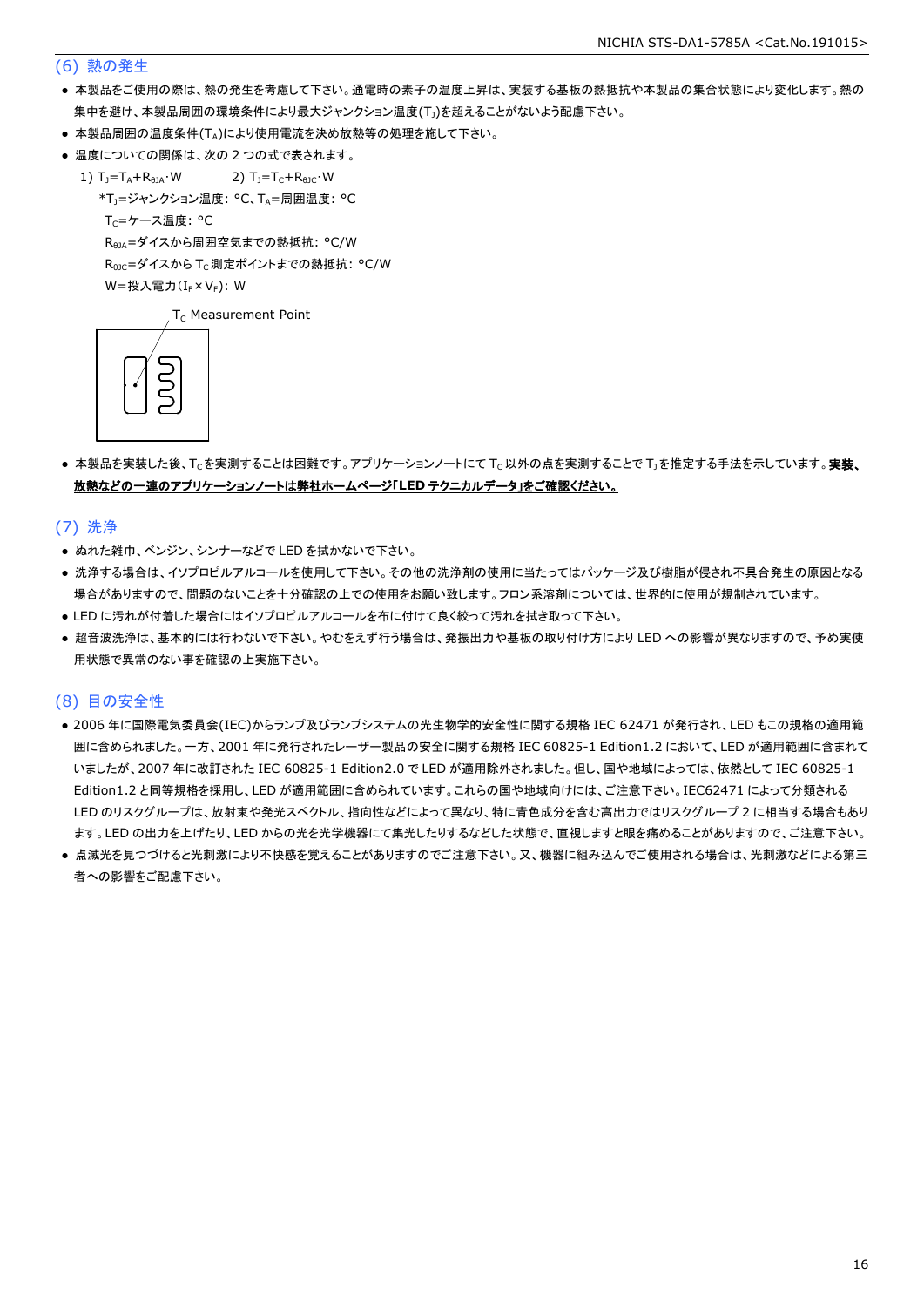## (6) 熱の発生

- 本製品をご使用の際は、熱の発生を考慮して下さい。通電時の素子の温度上昇は、実装する基板の熱抵抗や本製品の集合状態により変化します。熱の集中を避け、本製品周囲の環境条件により最大ジャンクション温度($T_J$)を超えることがないよう配慮下さい。
- 本製品周囲の温度条件($T_A$)により使用電流を決め放熱等の処理を施して下さい。
- 温度についての関係は、次の 2 つの式で表されます。

  1) $T_J=T_A+R_{\theta JA}\cdot W$　　2) $T_J=T_C+R_{\theta JC}\cdot W$

  *$T_J$=ジャンクション温度: °C、$T_A$=周囲温度: °C

  $T_C$=ケース温度: °C

  $R_{\theta JA}$=ダイスから周囲空気までの熱抵抗: °C/W

  $R_{\theta JC}$=ダイスから $T_C$ 測定ポイントまでの熱抵抗: °C/W

  W=投入電力($I_F\times V_F$): W

$T_C$ Measurement Point

- 本製品を実装した後、$T_C$ を実測することは困難です。アプリケーションノートにて $T_C$ 以外の点を実測することで $T_J$ を推定する手法を示しています。**実装、放熱などの一連のアプリケーションノートは弊社ホームページ「LED テクニカルデータ」をご確認ください。**

## (7) 洗浄

- ぬれた雑巾、ベンジン、シンナーなどで LED を拭かないで下さい。
- 洗浄する場合は、イソプロピルアルコールを使用して下さい。その他の洗浄剤の使用に当たってはパッケージ及び樹脂が侵され不具合発生の原因となる場合がありますので、問題のないことを十分確認の上での使用をお願い致します。フロン系溶剤については、世界的に使用が規制されています。
- LED に汚れが付着した場合にはイソプロピルアルコールを布に付けて良く絞って汚れを拭き取って下さい。
- 超音波洗浄は、基本的には行わないで下さい。やむをえず行う場合は、発振出力や基板の取り付け方により LED への影響が異なりますので、予め実使用状態で異常のない事を確認の上実施下さい。

## (8) 目の安全性

- 2006 年に国際電気委員会(IEC)からランプ及びランプシステムの光生物学的安全性に関する規格 IEC 62471 が発行され、LED もこの規格の適用範囲に含められました。一方、2001 年に発行されたレーザー製品の安全に関する規格 IEC 60825-1 Edition1.2 において、LED が適用範囲に含まれていましたが、2007 年に改訂された IEC 60825-1 Edition2.0 で LED が適用除外されました。但し、国や地域によっては、依然として IEC 60825-1 Edition1.2 と同等規格を採用し、LED が適用範囲に含められています。これらの国や地域向けには、ご注意下さい。IEC62471 によって分類される LED のリスクグループは、放射束や発光スペクトル、指向性などによって異なり、特に青色成分を含む高出力ではリスクグループ 2 に相当する場合もあります。LED の出力を上げたり、LED からの光を光学機器にて集光したりするなどした状態で、直視しますと眼を痛めることがありますので、ご注意下さい。
- 点滅光を見つづけると光刺激により不快感を覚えることがありますのでご注意下さい。又、機器に組み込んでご使用される場合は、光刺激などによる第三者への影響をご配慮下さい。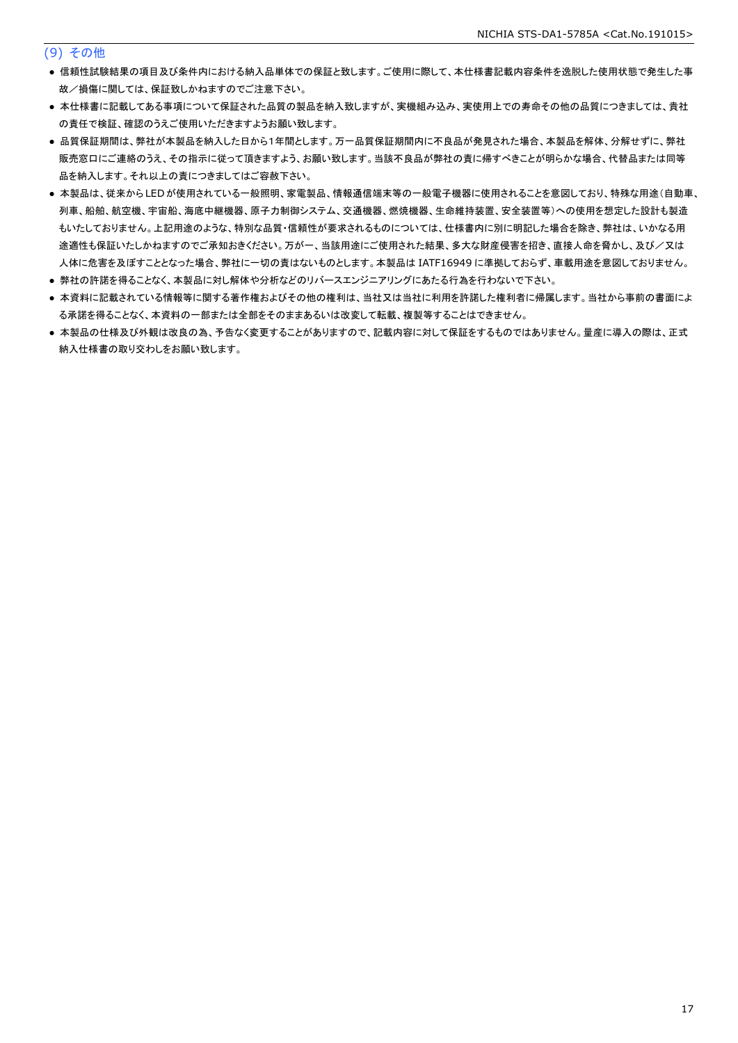## (9) その他

- 信頼性試験結果の項目及び条件内における納入品単体での保証と致します。ご使用に際して、本仕様書記載内容条件を逸脱した使用状態で発生した事故／損傷に関しては、保証致しかねますのでご注意下さい。
- 本仕様書に記載してある事項について保証された品質の製品を納入致しますが、実機組み込み、実使用上での寿命その他の品質につきましては、貴社の責任で検証、確認のうえご使用いただきますようお願い致します。
- 品質保証期間は、弊社が本製品を納入した日から1年間とします。万一品質保証期間内に不良品が発見された場合、本製品を解体、分解せずに、弊社販売窓口にご連絡のうえ、その指示に従って頂きますよう、お願い致します。当該不良品が弊社の責に帰すべきことが明らかな場合、代替品または同等品を納入します。それ以上の責につきましてはご容赦下さい。
- 本製品は、従来からLEDが使用されている一般照明、家電製品、情報通信端末等の一般電子機器に使用されることを意図しており、特殊な用途(自動車、列車、船舶、航空機、宇宙船、海底中継機器、原子力制御システム、交通機器、燃焼機器、生命維持装置、安全装置等)への使用を想定した設計も製造もいたしておりません。上記用途のような、特別な品質・信頼性が要求されるものについては、仕様書内に別に明記した場合を除き、弊社は、いかなる用途適性も保証いたしかねますのでご承知おきください。万が一、当該用途にご使用された結果、多大な財産侵害を招き、直接人命を脅かし、及び／又は人体に危害を及ぼすこととなった場合、弊社に一切の責はないものとします。本製品は IATF16949 に準拠しておらず、車載用途を意図しておりません。
- 弊社の許諾を得ることなく、本製品に対し解体や分析などのリバースエンジニアリングにあたる行為を行わないで下さい。
- 本資料に記載されている情報等に関する著作権およびその他の権利は、当社又は当社に利用を許諾した権利者に帰属します。当社から事前の書面による承諾を得ることなく、本資料の一部または全部をそのままあるいは改変して転載、複製等することはできません。
- 本製品の仕様及び外観は改良の為、予告なく変更することがありますので、記載内容に対して保証をするものではありません。量産に導入の際は、正式納入仕様書の取り交わしをお願い致します。